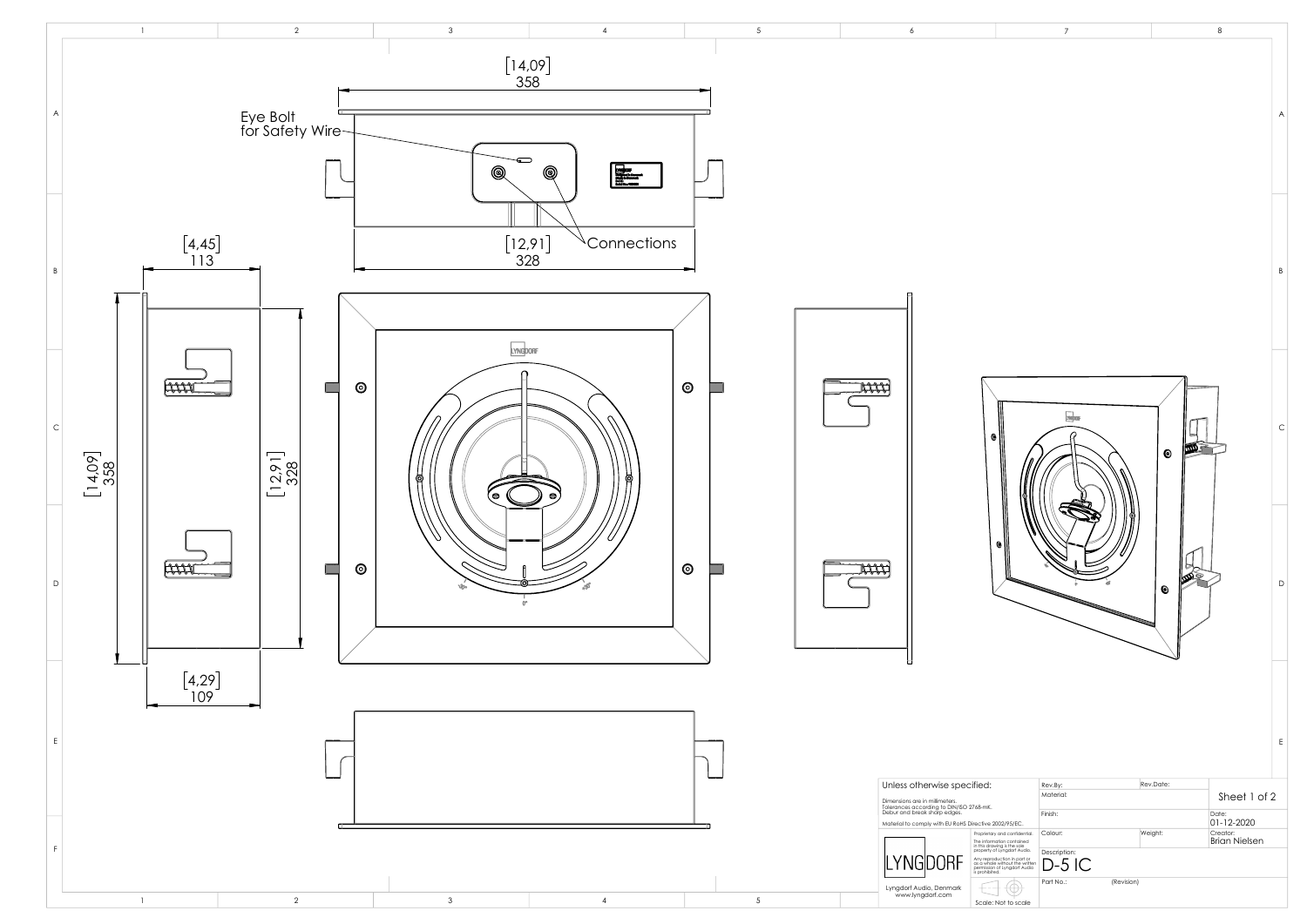[14,09]
358

Eye Bolt for Safety Wire

Connections

[12,91]
328

[4,45]
113

[14,09]
358

[12,91]
328

[4,29]
109

| Unless otherwise specified: | | Rev.By: | Rev.Date: | Sheet 1 of 2 |
|---|---|---|---|---|
| Dimensions are in millimeters. Tolerances according to DIN/ISO 2768-mK. Deburr and break sharp edges. | | Material: | | |
| Material to comply with EU RoHS Directive 2002/95/EC. | | Finish: | | Date: 01-12-2020 |
| LYNGDORF | Proprietary and confidential. The information contained in this drawing is the sole property of Lyngdorf Audio. Any reproduction in part or as a whole without the written permission of Lyngdorf Audio is prohibited. | Colour: | Weight: | Creator: Brian Nielsen |
| | | Description: D-5 IC | | |
| Lyngdorf Audio, Denmark www.lyngdorf.com | Scale: Not to scale | Part No.: | (Revision) | |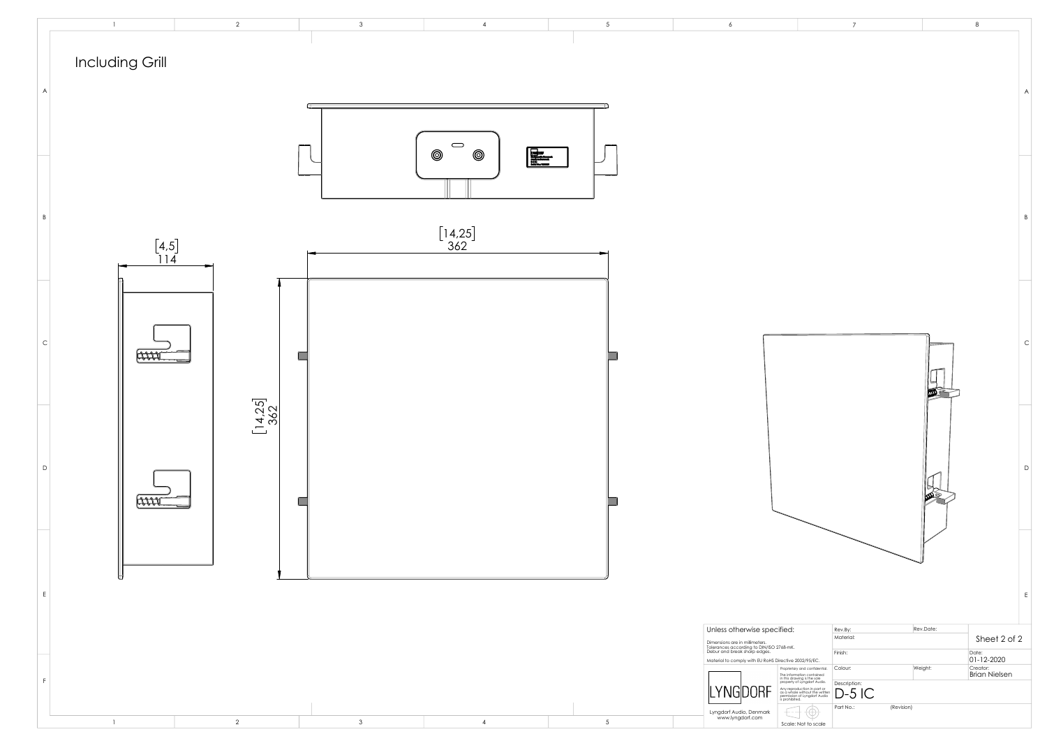# Including Grill

[4,5]
114

[14,25]
362

[14,25]
362

| | | | |
|---|---|---|---|
| Unless otherwise specified: | Rev.By: | Rev.Date: | Sheet 2 of 2 |
| Dimensions are in millimeters. Tolerances according to DIN/ISO 2768-mK. Debur and break sharp edges. | Material: | | |
| Material to comply with EU RoHS Directive 2002/95/EC. | Finish: | | Date: 01-12-2020 |
| Proprietary and confidential. The information contained in this drawing is the sole property of Lyngdorf Audio. Any reproduction in part or as a whole without the written permission of Lyngdorf Audio is prohibited. | Colour: | Weight: | Creator: Brian Nielsen |
| LYNGDORF | Description: D-5 IC | | |
| Lyngdorf Audio, Denmark www.lyngdorf.com | Part No.: | (Revision) | |
| Scale: Not to scale | | | |